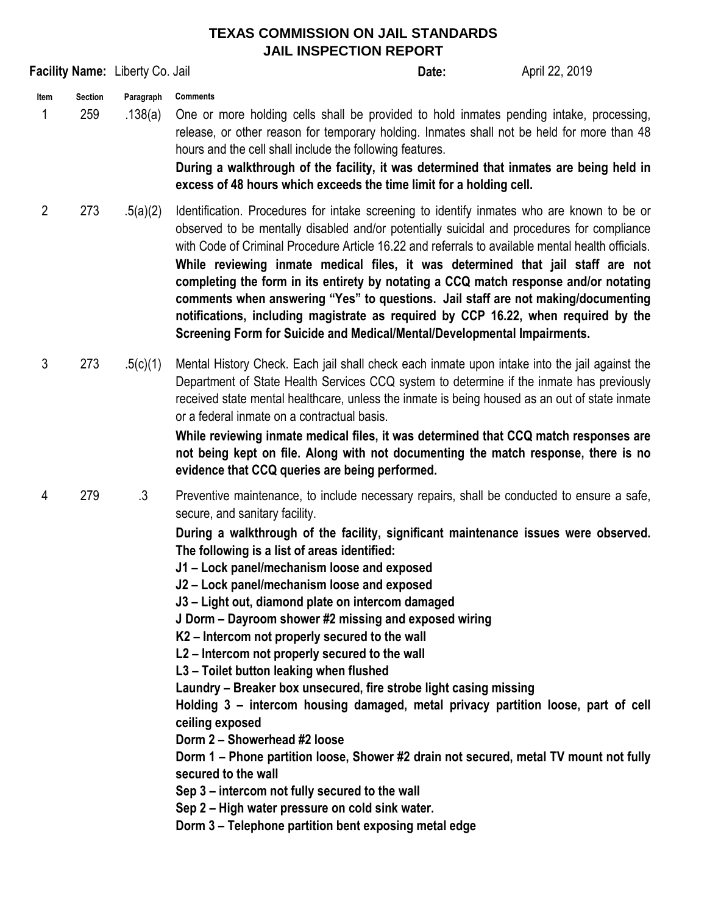# TEXAS COMMISSION ON JAIL STANDARDS
## JAIL INSPECTION REPORT

**Facility Name:** Liberty Co. Jail **Date:** April 22, 2019

| Item | Section | Paragraph | Comments |
|---|---|---|---|
| 1 | 259 | .138(a) | One or more holding cells shall be provided to hold inmates pending intake, processing, release, or other reason for temporary holding. Inmates shall not be held for more than 48 hours and the cell shall include the following features.<br>**During a walkthrough of the facility, it was determined that inmates are being held in excess of 48 hours which exceeds the time limit for a holding cell.** |
| 2 | 273 | .5(a)(2) | Identification. Procedures for intake screening to identify inmates who are known to be or observed to be mentally disabled and/or potentially suicidal and procedures for compliance with Code of Criminal Procedure Article 16.22 and referrals to available mental health officials.<br>**While reviewing inmate medical files, it was determined that jail staff are not completing the form in its entirety by notating a CCQ match response and/or notating comments when answering "Yes" to questions. Jail staff are not making/documenting notifications, including magistrate as required by CCP 16.22, when required by the Screening Form for Suicide and Medical/Mental/Developmental Impairments.** |
| 3 | 273 | .5(c)(1) | Mental History Check. Each jail shall check each inmate upon intake into the jail against the Department of State Health Services CCQ system to determine if the inmate has previously received state mental healthcare, unless the inmate is being housed as an out of state inmate or a federal inmate on a contractual basis.<br>**While reviewing inmate medical files, it was determined that CCQ match responses are not being kept on file. Along with not documenting the match response, there is no evidence that CCQ queries are being performed.** |
| 4 | 279 | .3 | Preventive maintenance, to include necessary repairs, shall be conducted to ensure a safe, secure, and sanitary facility.<br>**During a walkthrough of the facility, significant maintenance issues were observed. The following is a list of areas identified:**<br>**J1 – Lock panel/mechanism loose and exposed**<br>**J2 – Lock panel/mechanism loose and exposed**<br>**J3 – Light out, diamond plate on intercom damaged**<br>**J Dorm – Dayroom shower #2 missing and exposed wiring**<br>**K2 – Intercom not properly secured to the wall**<br>**L2 – Intercom not properly secured to the wall**<br>**L3 – Toilet button leaking when flushed**<br>**Laundry – Breaker box unsecured, fire strobe light casing missing**<br>**Holding 3 – intercom housing damaged, metal privacy partition loose, part of cell ceiling exposed**<br>**Dorm 2 – Showerhead #2 loose**<br>**Dorm 1 – Phone partition loose, Shower #2 drain not secured, metal TV mount not fully secured to the wall**<br>**Sep 3 – intercom not fully secured to the wall**<br>**Sep 2 – High water pressure on cold sink water.**<br>**Dorm 3 – Telephone partition bent exposing metal edge** |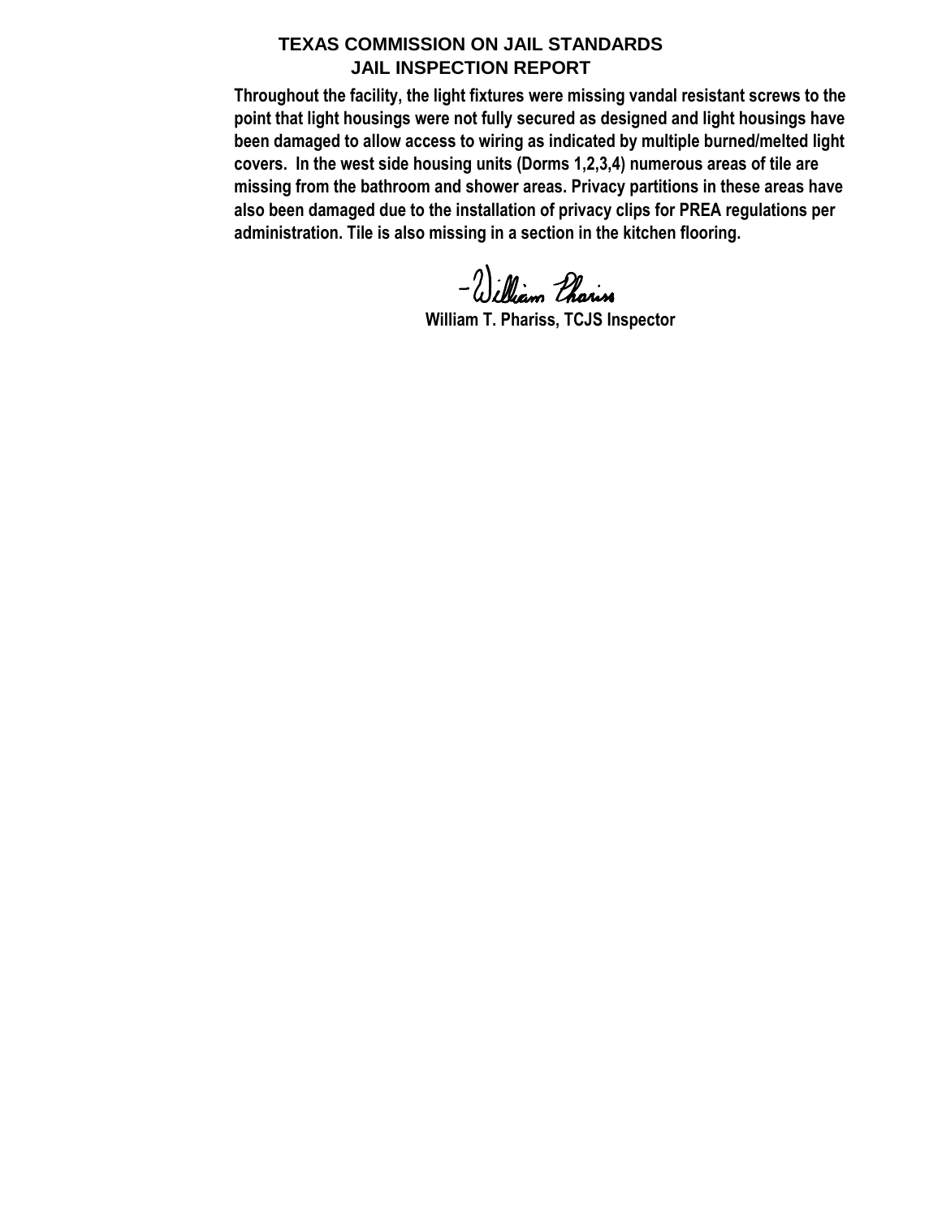**Throughout the facility, the light fixtures were missing vandal resistant screws to the point that light housings were not fully secured as designed and light housings have been damaged to allow access to wiring as indicated by multiple burned/melted light covers. In the west side housing units (Dorms 1,2,3,4) numerous areas of tile are missing from the bathroom and shower areas. Privacy partitions in these areas have also been damaged due to the installation of privacy clips for PREA regulations per administration. Tile is also missing in a section in the kitchen flooring.**

-William Phariss

**William T. Phariss, TCJS Inspector**